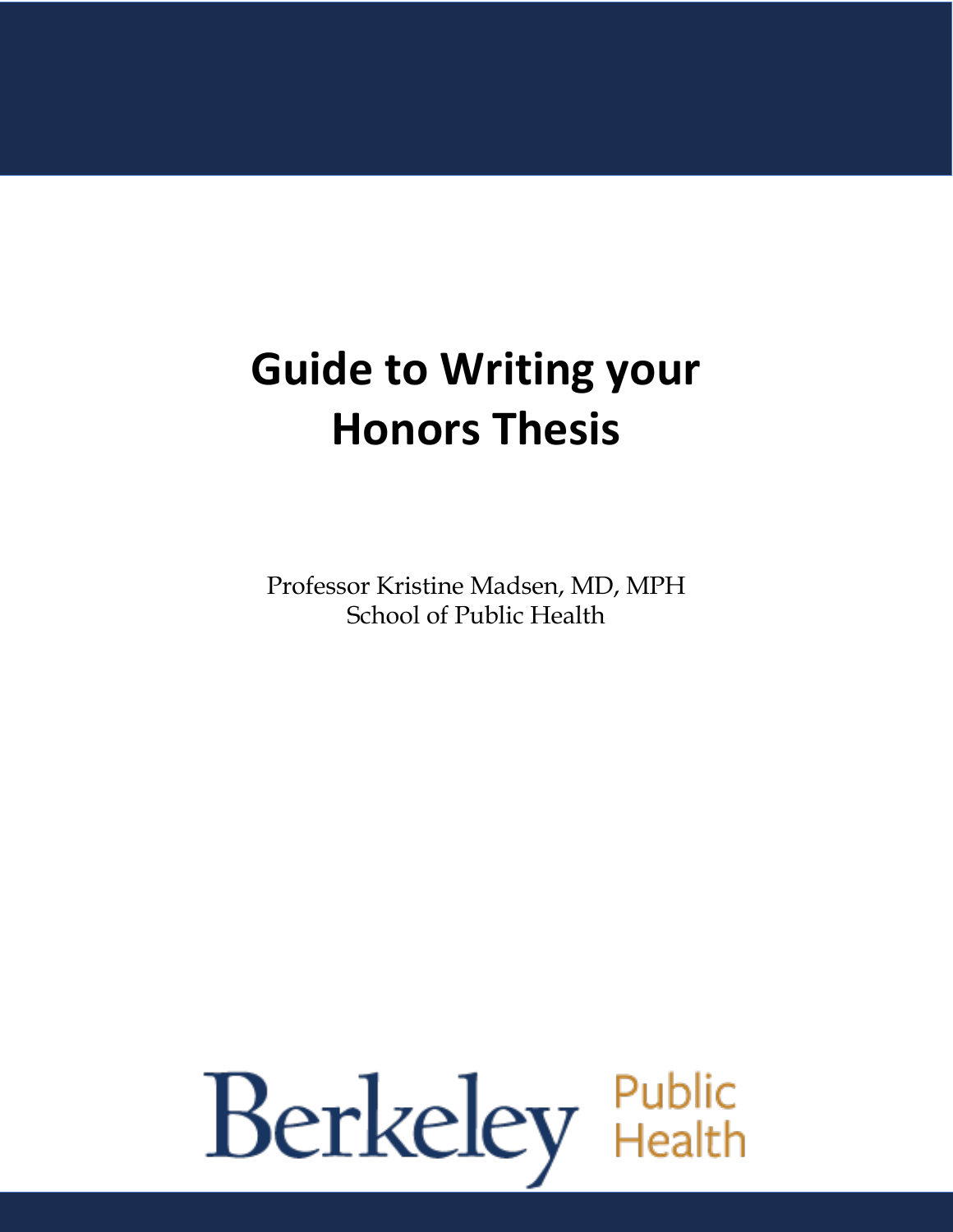# Guide to Writing your Honors Thesis

Professor Kristine Madsen, MD, MPH
School of Public Health

Berkeley Public Health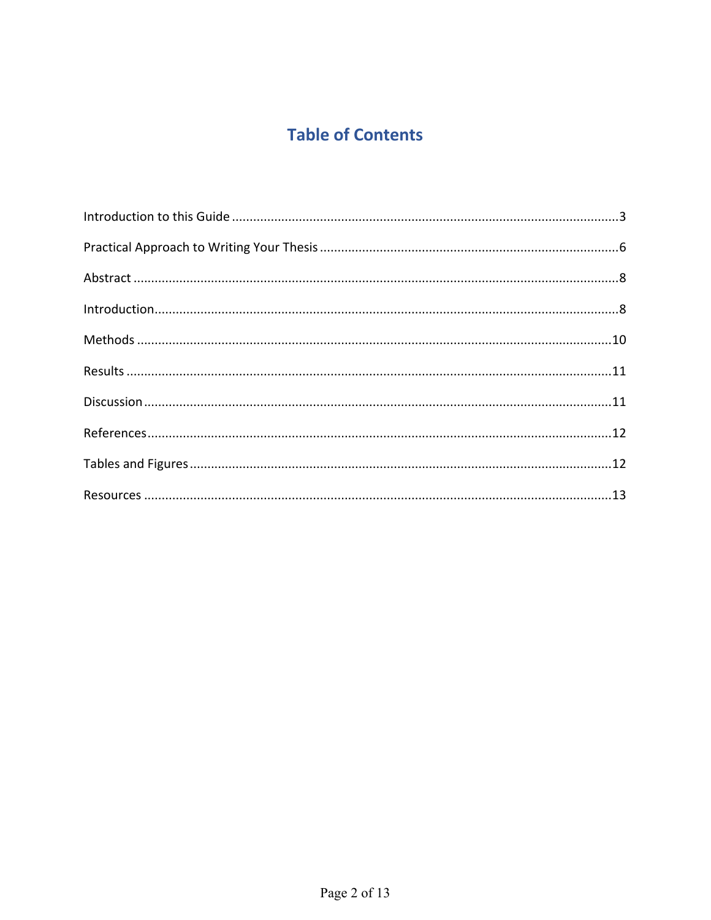# Table of Contents

Introduction to this Guide ............................................................................................................3

Practical Approach to Writing Your Thesis ....................................................................................6

Abstract ........................................................................................................................................8

Introduction...................................................................................................................................8

Methods .......................................................................................................................................10

Results .........................................................................................................................................11

Discussion ....................................................................................................................................11

References...................................................................................................................................12

Tables and Figures ......................................................................................................................12

Resources ....................................................................................................................................13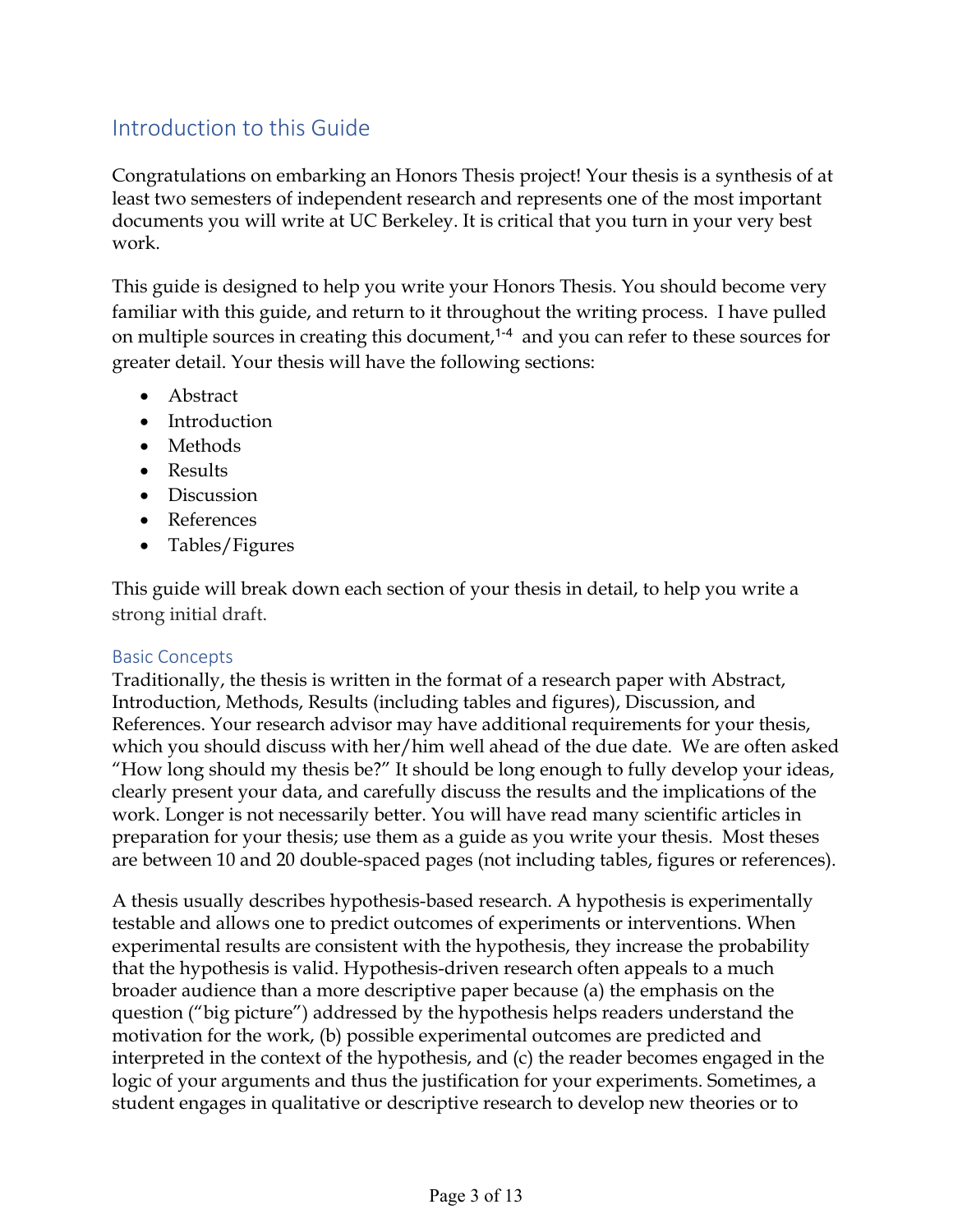## Introduction to this Guide

Congratulations on embarking an Honors Thesis project! Your thesis is a synthesis of at least two semesters of independent research and represents one of the most important documents you will write at UC Berkeley. It is critical that you turn in your very best work.

This guide is designed to help you write your Honors Thesis. You should become very familiar with this guide, and return to it throughout the writing process. I have pulled on multiple sources in creating this document,[1-4] and you can refer to these sources for greater detail. Your thesis will have the following sections:

- Abstract
- Introduction
- Methods
- Results
- Discussion
- References
- Tables/Figures

This guide will break down each section of your thesis in detail, to help you write a strong initial draft.

### Basic Concepts

Traditionally, the thesis is written in the format of a research paper with Abstract, Introduction, Methods, Results (including tables and figures), Discussion, and References. Your research advisor may have additional requirements for your thesis, which you should discuss with her/him well ahead of the due date. We are often asked "How long should my thesis be?" It should be long enough to fully develop your ideas, clearly present your data, and carefully discuss the results and the implications of the work. Longer is not necessarily better. You will have read many scientific articles in preparation for your thesis; use them as a guide as you write your thesis. Most theses are between 10 and 20 double-spaced pages (not including tables, figures or references).

A thesis usually describes hypothesis-based research. A hypothesis is experimentally testable and allows one to predict outcomes of experiments or interventions. When experimental results are consistent with the hypothesis, they increase the probability that the hypothesis is valid. Hypothesis-driven research often appeals to a much broader audience than a more descriptive paper because (a) the emphasis on the question ("big picture") addressed by the hypothesis helps readers understand the motivation for the work, (b) possible experimental outcomes are predicted and interpreted in the context of the hypothesis, and (c) the reader becomes engaged in the logic of your arguments and thus the justification for your experiments. Sometimes, a student engages in qualitative or descriptive research to develop new theories or to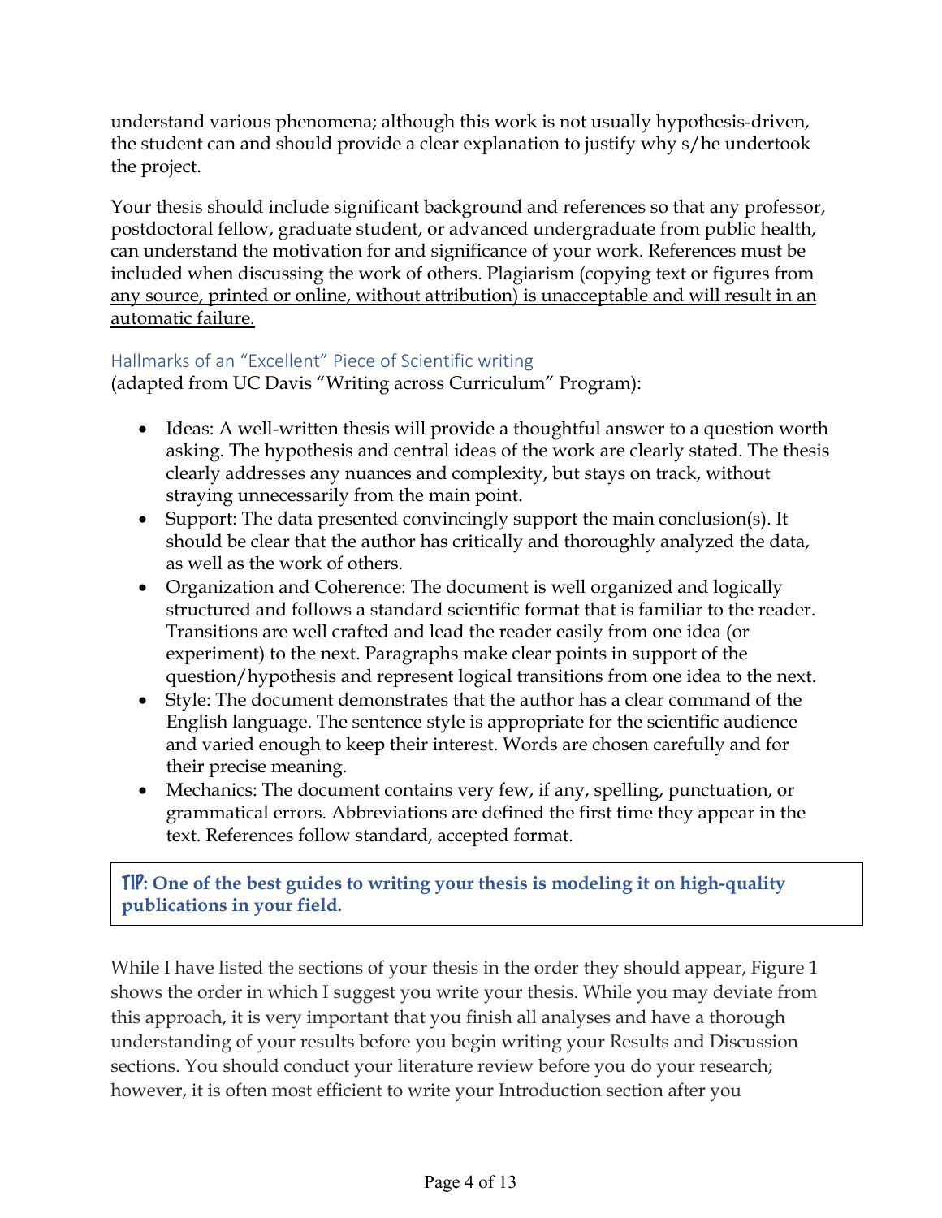understand various phenomena; although this work is not usually hypothesis-driven, the student can and should provide a clear explanation to justify why s/he undertook the project.

Your thesis should include significant background and references so that any professor, postdoctoral fellow, graduate student, or advanced undergraduate from public health, can understand the motivation for and significance of your work. References must be included when discussing the work of others. <u>Plagiarism (copying text or figures from any source, printed or online, without attribution) is unacceptable and will result in an automatic failure.</u>

### Hallmarks of an "Excellent" Piece of Scientific writing

(adapted from UC Davis "Writing across Curriculum" Program):

- Ideas: A well-written thesis will provide a thoughtful answer to a question worth asking. The hypothesis and central ideas of the work are clearly stated. The thesis clearly addresses any nuances and complexity, but stays on track, without straying unnecessarily from the main point.
- Support: The data presented convincingly support the main conclusion(s). It should be clear that the author has critically and thoroughly analyzed the data, as well as the work of others.
- Organization and Coherence: The document is well organized and logically structured and follows a standard scientific format that is familiar to the reader. Transitions are well crafted and lead the reader easily from one idea (or experiment) to the next. Paragraphs make clear points in support of the question/hypothesis and represent logical transitions from one idea to the next.
- Style: The document demonstrates that the author has a clear command of the English language. The sentence style is appropriate for the scientific audience and varied enough to keep their interest. Words are chosen carefully and for their precise meaning.
- Mechanics: The document contains very few, if any, spelling, punctuation, or grammatical errors. Abbreviations are defined the first time they appear in the text. References follow standard, accepted format.

> **TIP: One of the best guides to writing your thesis is modeling it on high-quality publications in your field.**

While I have listed the sections of your thesis in the order they should appear, Figure 1 shows the order in which I suggest you write your thesis. While you may deviate from this approach, it is very important that you finish all analyses and have a thorough understanding of your results before you begin writing your Results and Discussion sections. You should conduct your literature review before you do your research; however, it is often most efficient to write your Introduction section after you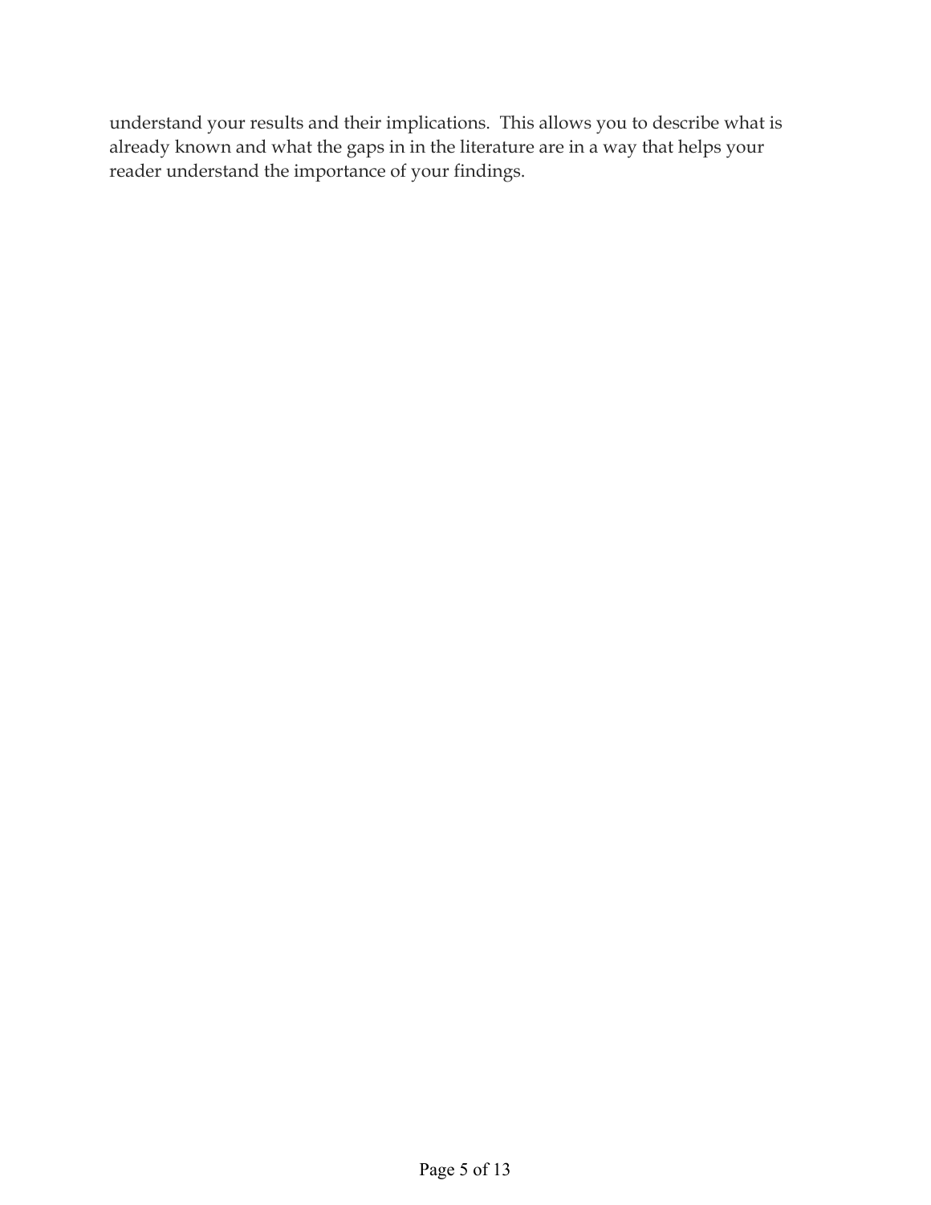understand your results and their implications. This allows you to describe what is already known and what the gaps in in the literature are in a way that helps your reader understand the importance of your findings.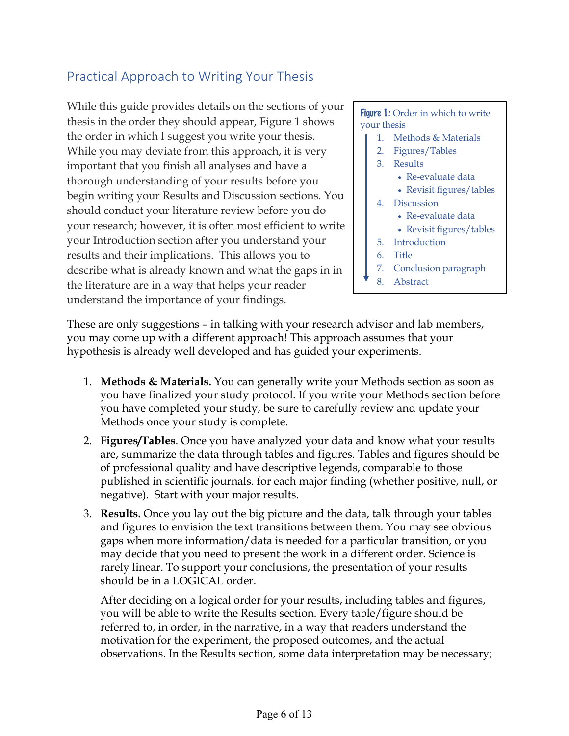## Practical Approach to Writing Your Thesis

While this guide provides details on the sections of your thesis in the order they should appear, Figure 1 shows the order in which I suggest you write your thesis. While you may deviate from this approach, it is very important that you finish all analyses and have a thorough understanding of your results before you begin writing your Results and Discussion sections. You should conduct your literature review before you do your research; however, it is often most efficient to write your Introduction section after you understand your results and their implications. This allows you to describe what is already known and what the gaps in in the literature are in a way that helps your reader understand the importance of your findings.

**Figure 1:** Order in which to write your thesis

1. Methods & Materials
2. Figures/Tables
3. Results
   - Re-evaluate data
   - Revisit figures/tables
4. Discussion
   - Re-evaluate data
   - Revisit figures/tables
5. Introduction
6. Title
7. Conclusion paragraph
8. Abstract

These are only suggestions – in talking with your research advisor and lab members, you may come up with a different approach! This approach assumes that your hypothesis is already well developed and has guided your experiments.

1. **Methods & Materials.** You can generally write your Methods section as soon as you have finalized your study protocol. If you write your Methods section before you have completed your study, be sure to carefully review and update your Methods once your study is complete.
2. **Figures/Tables**. Once you have analyzed your data and know what your results are, summarize the data through tables and figures. Tables and figures should be of professional quality and have descriptive legends, comparable to those published in scientific journals. for each major finding (whether positive, null, or negative). Start with your major results.
3. **Results.** Once you lay out the big picture and the data, talk through your tables and figures to envision the text transitions between them. You may see obvious gaps when more information/data is needed for a particular transition, or you may decide that you need to present the work in a different order. Science is rarely linear. To support your conclusions, the presentation of your results should be in a LOGICAL order.

   After deciding on a logical order for your results, including tables and figures, you will be able to write the Results section. Every table/figure should be referred to, in order, in the narrative, in a way that readers understand the motivation for the experiment, the proposed outcomes, and the actual observations. In the Results section, some data interpretation may be necessary;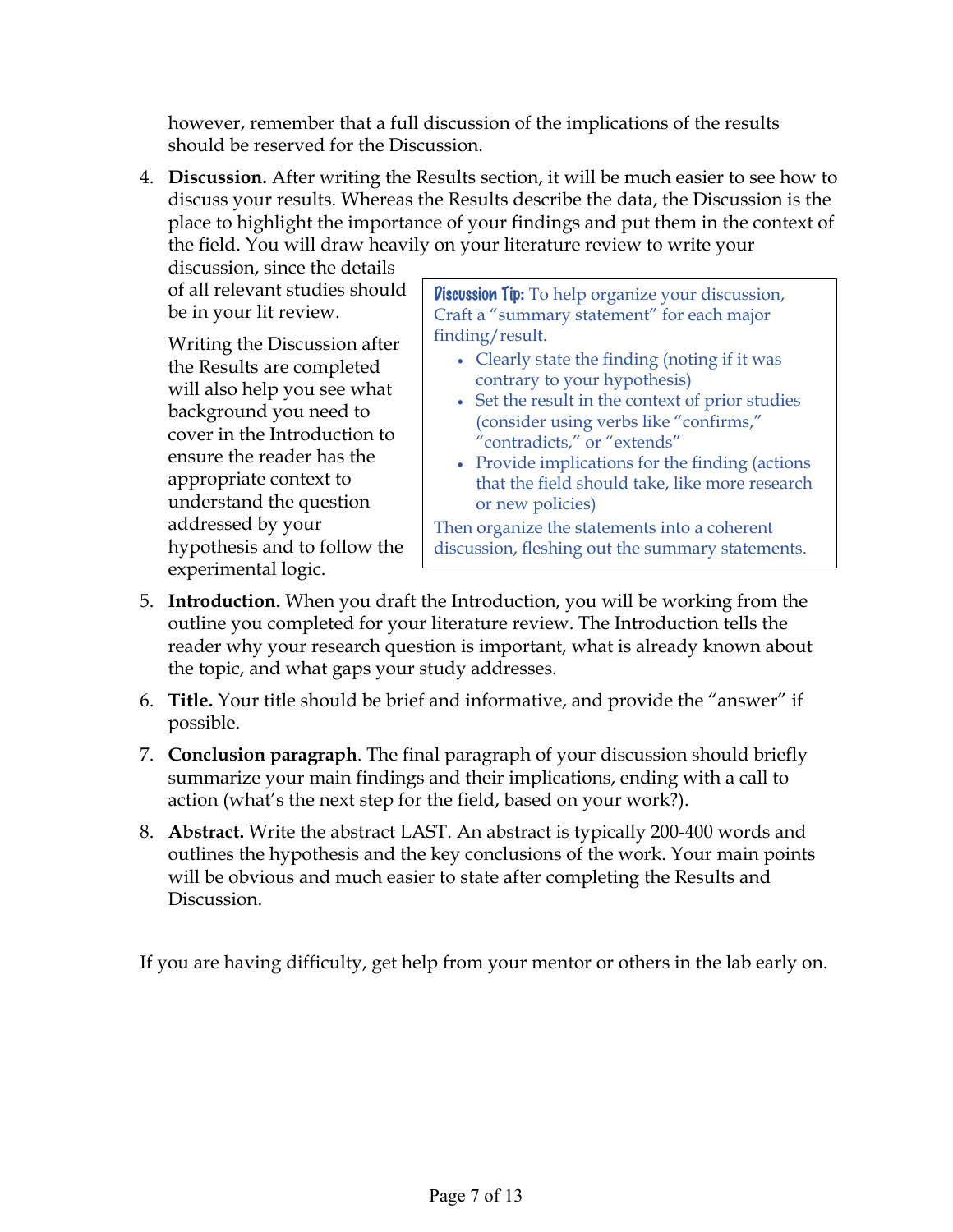however, remember that a full discussion of the implications of the results should be reserved for the Discussion.

4. **Discussion.** After writing the Results section, it will be much easier to see how to discuss your results. Whereas the Results describe the data, the Discussion is the place to highlight the importance of your findings and put them in the context of the field. You will draw heavily on your literature review to write your discussion, since the details of all relevant studies should be in your lit review.

   Writing the Discussion after the Results are completed will also help you see what background you need to cover in the Introduction to ensure the reader has the appropriate context to understand the question addressed by your hypothesis and to follow the experimental logic.

   > **Discussion Tip:** To help organize your discussion, Craft a "summary statement" for each major finding/result.
   >
   > - Clearly state the finding (noting if it was contrary to your hypothesis)
   > - Set the result in the context of prior studies (consider using verbs like "confirms," "contradicts," or "extends"
   > - Provide implications for the finding (actions that the field should take, like more research or new policies)
   >
   > Then organize the statements into a coherent discussion, fleshing out the summary statements.

5. **Introduction.** When you draft the Introduction, you will be working from the outline you completed for your literature review. The Introduction tells the reader why your research question is important, what is already known about the topic, and what gaps your study addresses.

6. **Title.** Your title should be brief and informative, and provide the "answer" if possible.

7. **Conclusion paragraph**. The final paragraph of your discussion should briefly summarize your main findings and their implications, ending with a call to action (what's the next step for the field, based on your work?).

8. **Abstract.** Write the abstract LAST. An abstract is typically 200-400 words and outlines the hypothesis and the key conclusions of the work. Your main points will be obvious and much easier to state after completing the Results and Discussion.

If you are having difficulty, get help from your mentor or others in the lab early on.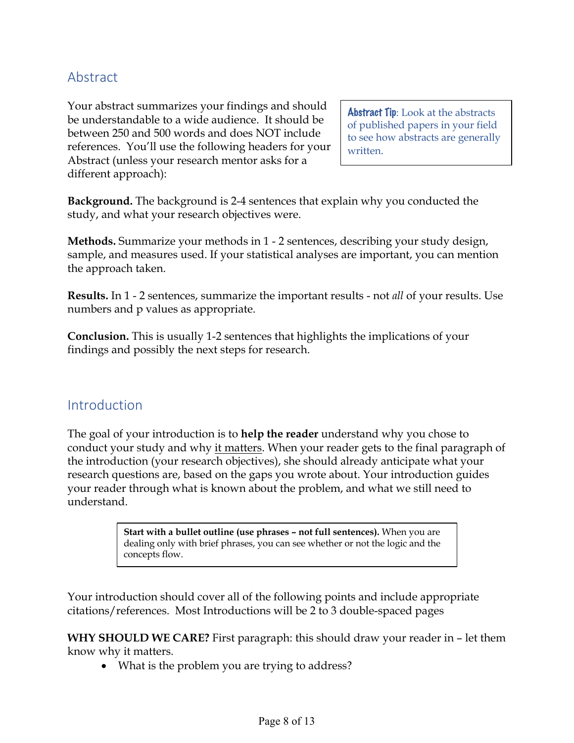## Abstract

Your abstract summarizes your findings and should be understandable to a wide audience. It should be between 250 and 500 words and does NOT include references. You'll use the following headers for your Abstract (unless your research mentor asks for a different approach):

> **Abstract Tip**: Look at the abstracts of published papers in your field to see how abstracts are generally written.

**Background.** The background is 2-4 sentences that explain why you conducted the study, and what your research objectives were.

**Methods.** Summarize your methods in 1 - 2 sentences, describing your study design, sample, and measures used. If your statistical analyses are important, you can mention the approach taken.

**Results.** In 1 - 2 sentences, summarize the important results - not *all* of your results. Use numbers and p values as appropriate.

**Conclusion.** This is usually 1-2 sentences that highlights the implications of your findings and possibly the next steps for research.

## Introduction

The goal of your introduction is to **help the reader** understand why you chose to conduct your study and why it matters. When your reader gets to the final paragraph of the introduction (your research objectives), she should already anticipate what your research questions are, based on the gaps you wrote about. Your introduction guides your reader through what is known about the problem, and what we still need to understand.

> **Start with a bullet outline (use phrases – not full sentences).** When you are dealing only with brief phrases, you can see whether or not the logic and the concepts flow.

Your introduction should cover all of the following points and include appropriate citations/references. Most Introductions will be 2 to 3 double-spaced pages

**WHY SHOULD WE CARE?** First paragraph: this should draw your reader in – let them know why it matters.

- What is the problem you are trying to address?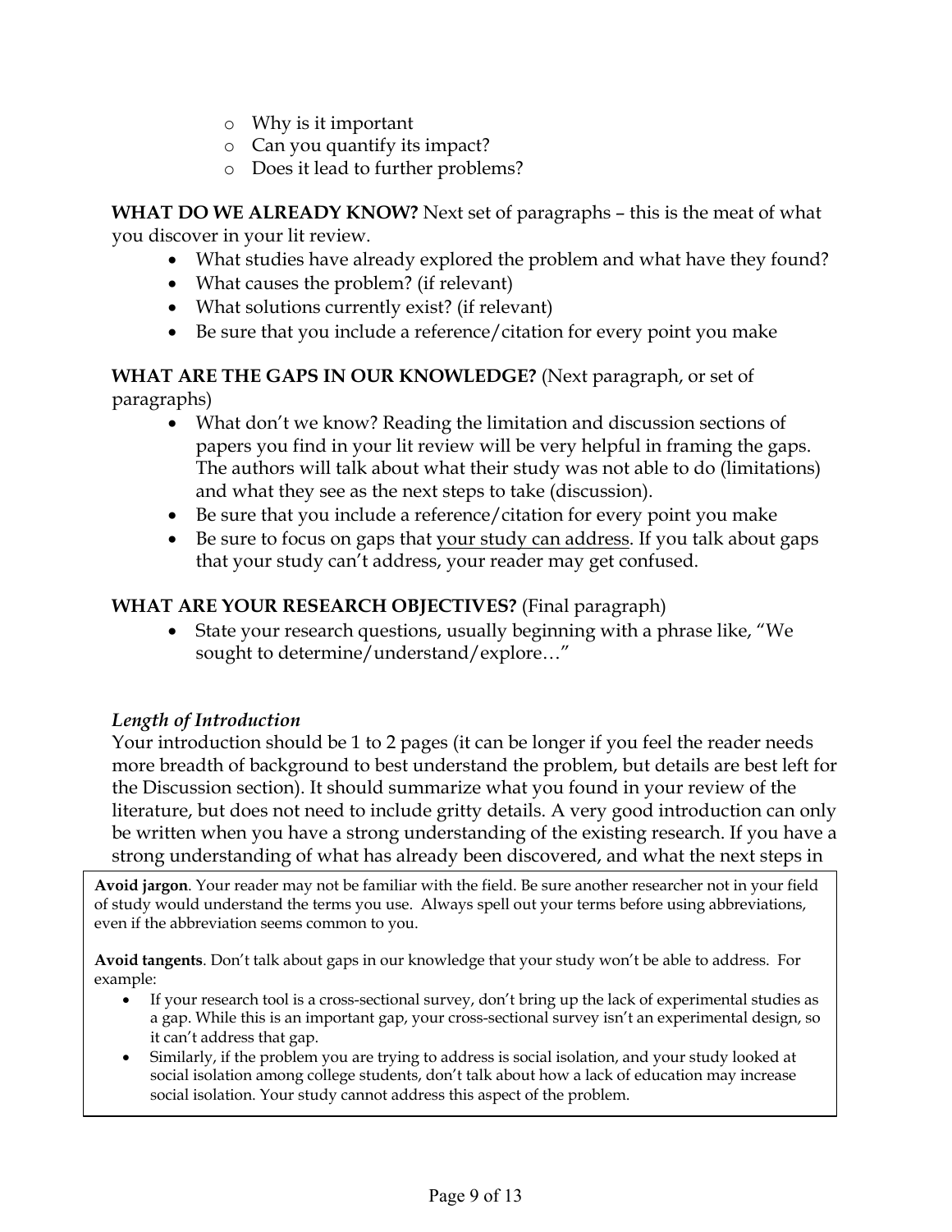- Why is it important
   - Can you quantify its impact?
   - Does it lead to further problems?

**WHAT DO WE ALREADY KNOW?** Next set of paragraphs – this is the meat of what you discover in your lit review.

- What studies have already explored the problem and what have they found?
- What causes the problem? (if relevant)
- What solutions currently exist? (if relevant)
- Be sure that you include a reference/citation for every point you make

**WHAT ARE THE GAPS IN OUR KNOWLEDGE?** (Next paragraph, or set of paragraphs)

- What don't we know? Reading the limitation and discussion sections of papers you find in your lit review will be very helpful in framing the gaps. The authors will talk about what their study was not able to do (limitations) and what they see as the next steps to take (discussion).
- Be sure that you include a reference/citation for every point you make
- Be sure to focus on gaps that <u>your study can address</u>. If you talk about gaps that your study can't address, your reader may get confused.

**WHAT ARE YOUR RESEARCH OBJECTIVES?** (Final paragraph)

- State your research questions, usually beginning with a phrase like, "We sought to determine/understand/explore…"

### *Length of Introduction*

Your introduction should be 1 to 2 pages (it can be longer if you feel the reader needs more breadth of background to best understand the problem, but details are best left for the Discussion section). It should summarize what you found in your review of the literature, but does not need to include gritty details. A very good introduction can only be written when you have a strong understanding of the existing research. If you have a strong understanding of what has already been discovered, and what the next steps in

**Avoid jargon**. Your reader may not be familiar with the field. Be sure another researcher not in your field of study would understand the terms you use. Always spell out your terms before using abbreviations, even if the abbreviation seems common to you.

**Avoid tangents**. Don't talk about gaps in our knowledge that your study won't be able to address. For example:

- If your research tool is a cross-sectional survey, don't bring up the lack of experimental studies as a gap. While this is an important gap, your cross-sectional survey isn't an experimental design, so it can't address that gap.
- Similarly, if the problem you are trying to address is social isolation, and your study looked at social isolation among college students, don't talk about how a lack of education may increase social isolation. Your study cannot address this aspect of the problem.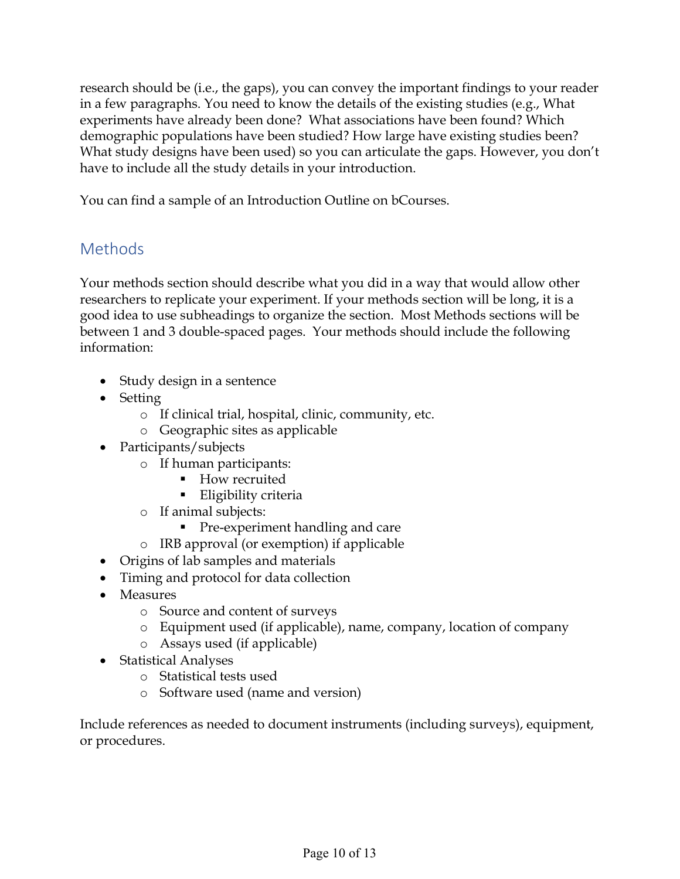research should be (i.e., the gaps), you can convey the important findings to your reader in a few paragraphs. You need to know the details of the existing studies (e.g., What experiments have already been done? What associations have been found? Which demographic populations have been studied? How large have existing studies been? What study designs have been used) so you can articulate the gaps. However, you don't have to include all the study details in your introduction.

You can find a sample of an Introduction Outline on bCourses.

## Methods

Your methods section should describe what you did in a way that would allow other researchers to replicate your experiment. If your methods section will be long, it is a good idea to use subheadings to organize the section. Most Methods sections will be between 1 and 3 double-spaced pages. Your methods should include the following information:

- Study design in a sentence
- Setting
  - If clinical trial, hospital, clinic, community, etc.
  - Geographic sites as applicable
- Participants/subjects
  - If human participants:
    - How recruited
    - Eligibility criteria
  - If animal subjects:
    - Pre-experiment handling and care
  - IRB approval (or exemption) if applicable
- Origins of lab samples and materials
- Timing and protocol for data collection
- Measures
  - Source and content of surveys
  - Equipment used (if applicable), name, company, location of company
  - Assays used (if applicable)
- Statistical Analyses
  - Statistical tests used
  - Software used (name and version)

Include references as needed to document instruments (including surveys), equipment, or procedures.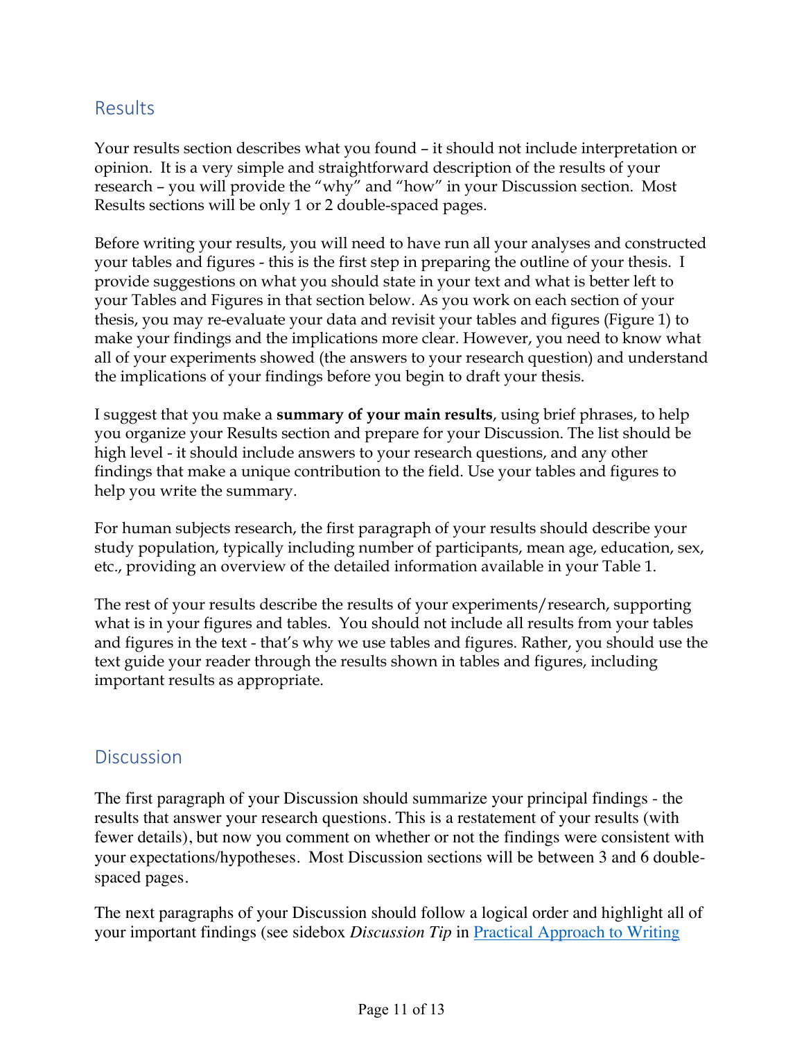## Results

Your results section describes what you found – it should not include interpretation or opinion. It is a very simple and straightforward description of the results of your research – you will provide the "why" and "how" in your Discussion section. Most Results sections will be only 1 or 2 double-spaced pages.

Before writing your results, you will need to have run all your analyses and constructed your tables and figures - this is the first step in preparing the outline of your thesis. I provide suggestions on what you should state in your text and what is better left to your Tables and Figures in that section below. As you work on each section of your thesis, you may re-evaluate your data and revisit your tables and figures (Figure 1) to make your findings and the implications more clear. However, you need to know what all of your experiments showed (the answers to your research question) and understand the implications of your findings before you begin to draft your thesis.

I suggest that you make a **summary of your main results**, using brief phrases, to help you organize your Results section and prepare for your Discussion. The list should be high level - it should include answers to your research questions, and any other findings that make a unique contribution to the field. Use your tables and figures to help you write the summary.

For human subjects research, the first paragraph of your results should describe your study population, typically including number of participants, mean age, education, sex, etc., providing an overview of the detailed information available in your Table 1.

The rest of your results describe the results of your experiments/research, supporting what is in your figures and tables. You should not include all results from your tables and figures in the text - that's why we use tables and figures. Rather, you should use the text guide your reader through the results shown in tables and figures, including important results as appropriate.

## Discussion

The first paragraph of your Discussion should summarize your principal findings - the results that answer your research questions. This is a restatement of your results (with fewer details), but now you comment on whether or not the findings were consistent with your expectations/hypotheses. Most Discussion sections will be between 3 and 6 double-spaced pages.

The next paragraphs of your Discussion should follow a logical order and highlight all of your important findings (see sidebox *Discussion Tip* in [Practical Approach to Writing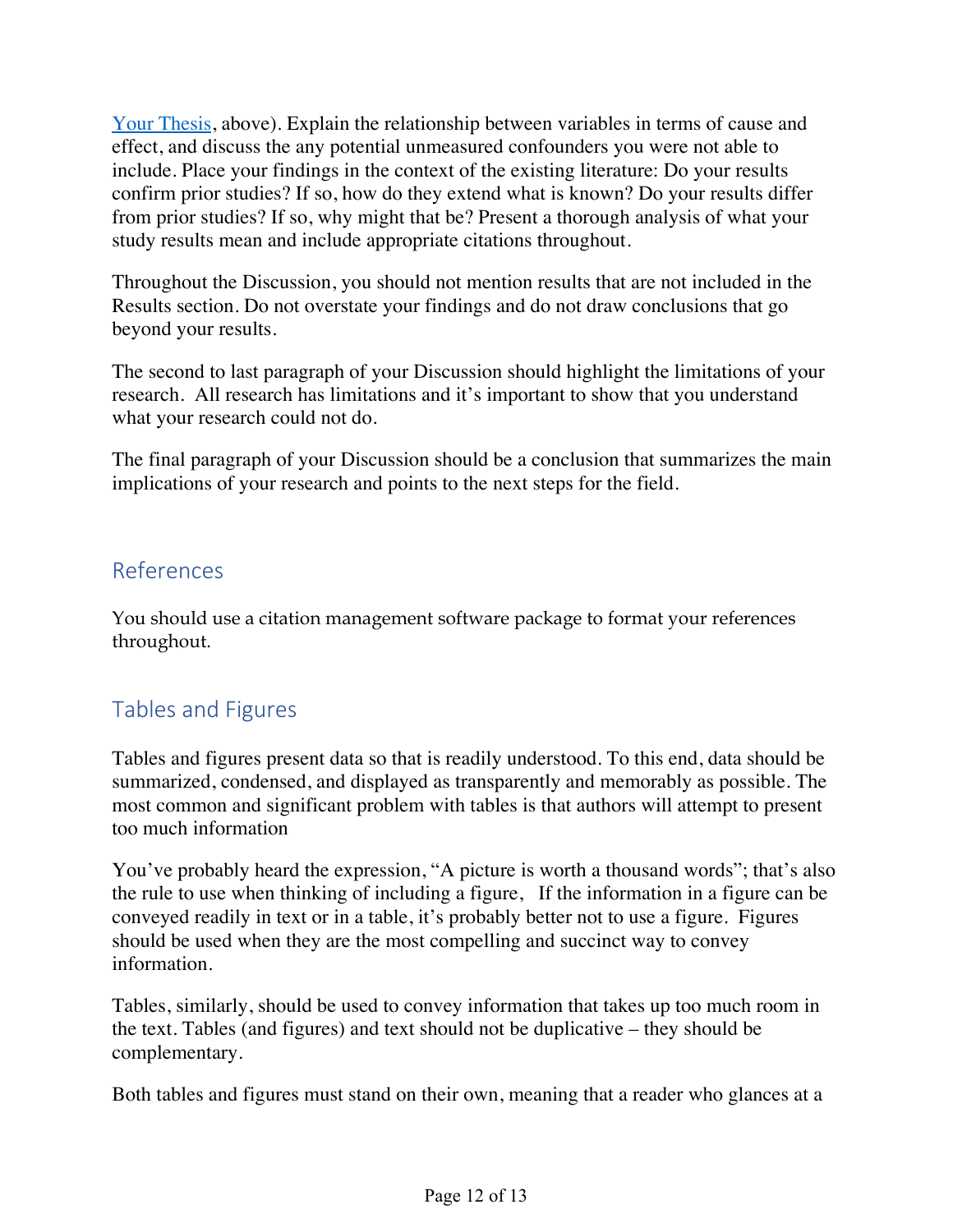Your Thesis, above). Explain the relationship between variables in terms of cause and effect, and discuss the any potential unmeasured confounders you were not able to include. Place your findings in the context of the existing literature: Do your results confirm prior studies? If so, how do they extend what is known? Do your results differ from prior studies? If so, why might that be? Present a thorough analysis of what your study results mean and include appropriate citations throughout.

Throughout the Discussion, you should not mention results that are not included in the Results section. Do not overstate your findings and do not draw conclusions that go beyond your results.

The second to last paragraph of your Discussion should highlight the limitations of your research. All research has limitations and it's important to show that you understand what your research could not do.

The final paragraph of your Discussion should be a conclusion that summarizes the main implications of your research and points to the next steps for the field.

## References

You should use a citation management software package to format your references throughout.

## Tables and Figures

Tables and figures present data so that is readily understood. To this end, data should be summarized, condensed, and displayed as transparently and memorably as possible. The most common and significant problem with tables is that authors will attempt to present too much information

You've probably heard the expression, "A picture is worth a thousand words"; that's also the rule to use when thinking of including a figure, If the information in a figure can be conveyed readily in text or in a table, it's probably better not to use a figure. Figures should be used when they are the most compelling and succinct way to convey information.

Tables, similarly, should be used to convey information that takes up too much room in the text. Tables (and figures) and text should not be duplicative – they should be complementary.

Both tables and figures must stand on their own, meaning that a reader who glances at a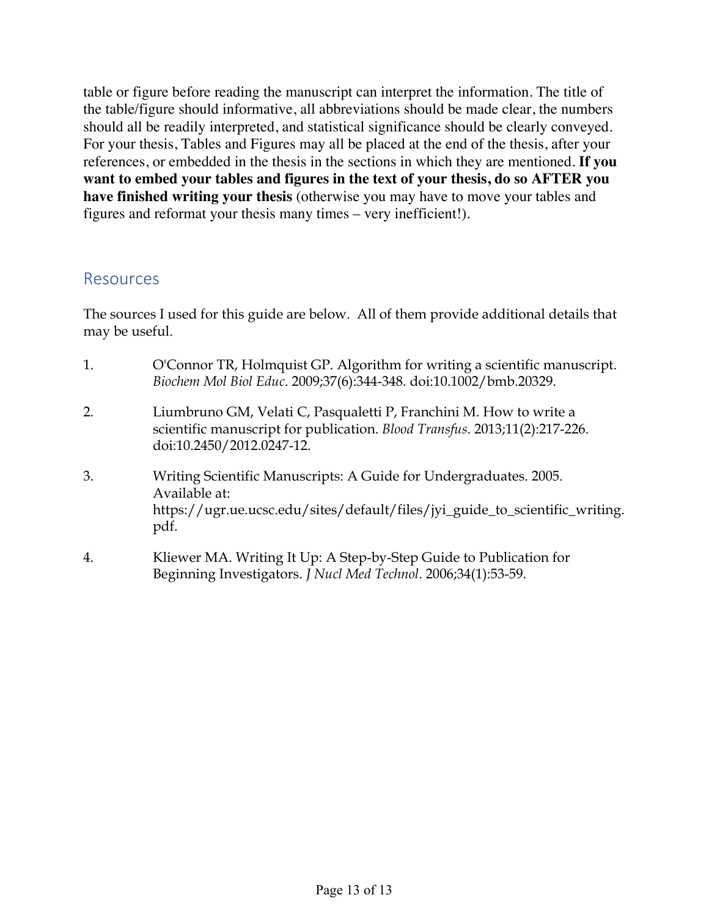table or figure before reading the manuscript can interpret the information. The title of the table/figure should informative, all abbreviations should be made clear, the numbers should all be readily interpreted, and statistical significance should be clearly conveyed. For your thesis, Tables and Figures may all be placed at the end of the thesis, after your references, or embedded in the thesis in the sections in which they are mentioned. **If you want to embed your tables and figures in the text of your thesis, do so AFTER you have finished writing your thesis** (otherwise you may have to move your tables and figures and reformat your thesis many times – very inefficient!).

## Resources

The sources I used for this guide are below. All of them provide additional details that may be useful.

1. O'Connor TR, Holmquist GP. Algorithm for writing a scientific manuscript. *Biochem Mol Biol Educ*. 2009;37(6):344-348. doi:10.1002/bmb.20329.

2. Liumbruno GM, Velati C, Pasqualetti P, Franchini M. How to write a scientific manuscript for publication. *Blood Transfus*. 2013;11(2):217-226. doi:10.2450/2012.0247-12.

3. Writing Scientific Manuscripts: A Guide for Undergraduates. 2005. Available at: https://ugr.ue.ucsc.edu/sites/default/files/jyi_guide_to_scientific_writing.pdf.

4. Kliewer MA. Writing It Up: A Step-by-Step Guide to Publication for Beginning Investigators. *J Nucl Med Technol*. 2006;34(1):53-59.